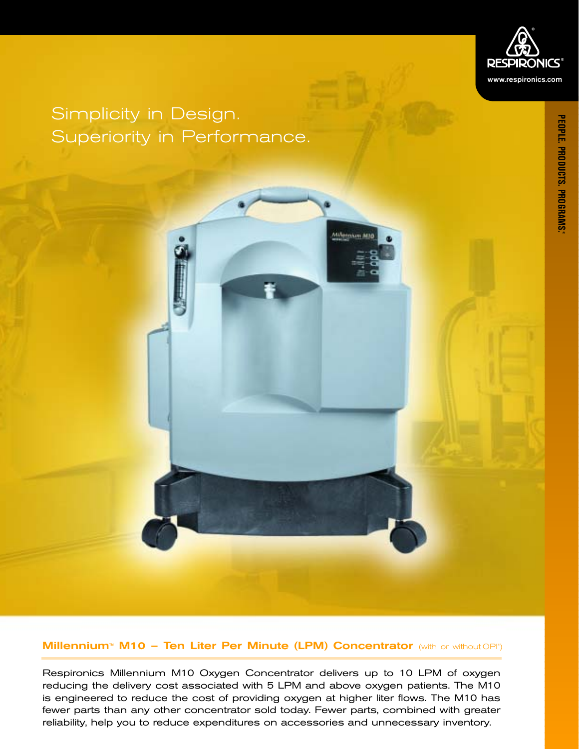# Simplicity in Design.
# Superiority in Performance.

RESPIRONICS®

www.respironics.com

PEOPLE. PRODUCTS. PROGRAMS.®

## Millennium™ M10 – Ten Liter Per Minute (LPM) Concentrator (with or without OPI®)

Respironics Millennium M10 Oxygen Concentrator delivers up to 10 LPM of oxygen reducing the delivery cost associated with 5 LPM and above oxygen patients. The M10 is engineered to reduce the cost of providing oxygen at higher liter flows. The M10 has fewer parts than any other concentrator sold today. Fewer parts, combined with greater reliability, help you to reduce expenditures on accessories and unnecessary inventory.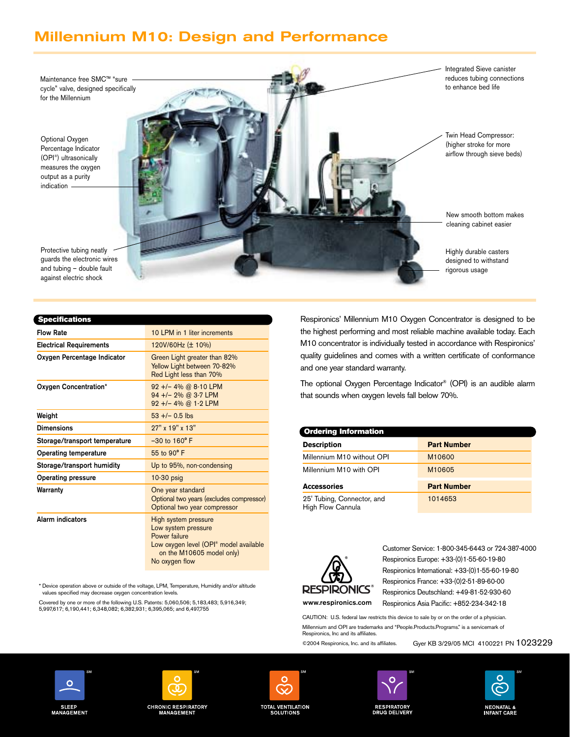# Millennium M10: Design and Performance

Maintenance free SMC™ "sure cycle" valve, designed specifically for the Millennium

Optional Oxygen Percentage Indicator (OPI®) ultrasonically measures the oxygen output as a purity indication

Protective tubing neatly guards the electronic wires and tubing – double fault against electric shock

Integrated Sieve canister reduces tubing connections to enhance bed life

Twin Head Compressor: (higher stroke for more airflow through sieve beds)

New smooth bottom makes cleaning cabinet easier

Highly durable casters designed to withstand rigorous usage

## Specifications

| | |
|---|---|
| **Flow Rate** | 10 LPM in 1 liter increments |
| **Electrical Requirements** | 120V/60Hz (± 10%) |
| **Oxygen Percentage Indicator** | Green Light greater than 82%<br>Yellow Light between 70-82%<br>Red Light less than 70% |
| **Oxygen Concentration*** | 92 +/– 4% @ 8-10 LPM<br>94 +/– 2% @ 3-7 LPM<br>92 +/– 4% @ 1-2 LPM |
| **Weight** | 53 +/– 0.5 lbs |
| **Dimensions** | 27" x 19" x 13" |
| **Storage/transport temperature** | –30 to 160° F |
| **Operating temperature** | 55 to 90° F |
| **Storage/transport humidity** | Up to 95%, non-condensing |
| **Operating pressure** | 10-30 psig |
| **Warranty** | One year standard<br>Optional two years (excludes compressor)<br>Optional two year compressor |
| **Alarm indicators** | High system pressure<br>Low system pressure<br>Power failure<br>Low oxygen level (OPI® model available on the M10605 model only)<br>No oxygen flow |

\* Device operation above or outside of the voltage, LPM, Temperature, Humidity and/or altitude values specified may decrease oxygen concentration levels.

Covered by one or more of the following U.S. Patents: 5,060,506; 5,183,483; 5,916,349; 5,997,617; 6,190,441; 6,348,082; 6,382,931; 6,395,065; and 6,497,755

Respironics' Millennium M10 Oxygen Concentrator is designed to be the highest performing and most reliable machine available today. Each M10 concentrator is individually tested in accordance with Respironics' quality guidelines and comes with a written certificate of conformance and one year standard warranty.

The optional Oxygen Percentage Indicator® (OPI) is an audible alarm that sounds when oxygen levels fall below 70%.

## Ordering Information

| Description | Part Number |
|---|---|
| Millennium M10 without OPI | M10600 |
| Millennium M10 with OPI | M10605 |
| **Accessories** | **Part Number** |
| 25' Tubing, Connector, and High Flow Cannula | 1014653 |

RESPIRONICS®

www.respironics.com

Customer Service: 1-800-345-6443 or 724-387-4000
Respironics Europe: +33-(0)1-55-60-19-80
Respironics International: +33-(0)1-55-60-19-80
Respironics France: +33-(0)2-51-89-60-00
Respironics Deutschland: +49-81-52-930-60
Respironics Asia Pacific: +852-234-342-18

CAUTION: U.S. federal law restricts this device to sale by or on the order of a physician.

Millennium and OPI are trademarks and "People.Products.Programs." is a servicemark of Respironics, Inc and its affiliates.

©2004 Respironics, Inc. and its affiliates.  Gyer KB 3/29/05 MCI 4100221 PN 1023229

SLEEP MANAGEMENT · CHRONIC RESPIRATORY MANAGEMENT · TOTAL VENTILATION SOLUTIONS · RESPIRATORY DRUG DELIVERY · NEONATAL & INFANT CARE